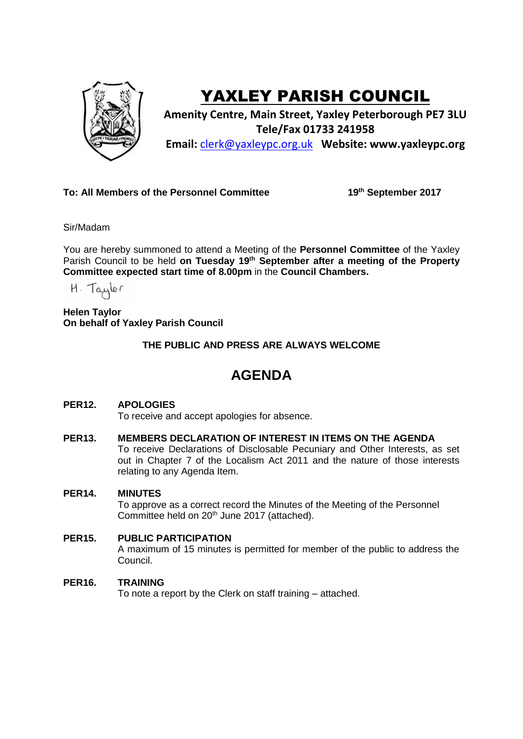# YAXLEY PARISH COUNCIL

**Amenity Centre, Main Street, Yaxley Peterborough PE7 3LU**
**Tele/Fax 01733 241958**
**Email:** clerk@yaxleypc.org.uk **Website: www.yaxleypc.org**

**To: All Members of the Personnel Committee** **19th September 2017**

Sir/Madam

You are hereby summoned to attend a Meeting of the **Personnel Committee** of the Yaxley Parish Council to be held **on Tuesday 19th September after a meeting of the Property Committee expected start time of 8.00pm** in the **Council Chambers.**

H. Taylor

**Helen Taylor**
**On behalf of Yaxley Parish Council**

**THE PUBLIC AND PRESS ARE ALWAYS WELCOME**

# AGENDA

**PER12. APOLOGIES**
To receive and accept apologies for absence.

**PER13. MEMBERS DECLARATION OF INTEREST IN ITEMS ON THE AGENDA**
To receive Declarations of Disclosable Pecuniary and Other Interests, as set out in Chapter 7 of the Localism Act 2011 and the nature of those interests relating to any Agenda Item.

**PER14. MINUTES**
To approve as a correct record the Minutes of the Meeting of the Personnel Committee held on 20th June 2017 (attached).

**PER15. PUBLIC PARTICIPATION**
A maximum of 15 minutes is permitted for member of the public to address the Council.

**PER16. TRAINING**
To note a report by the Clerk on staff training – attached.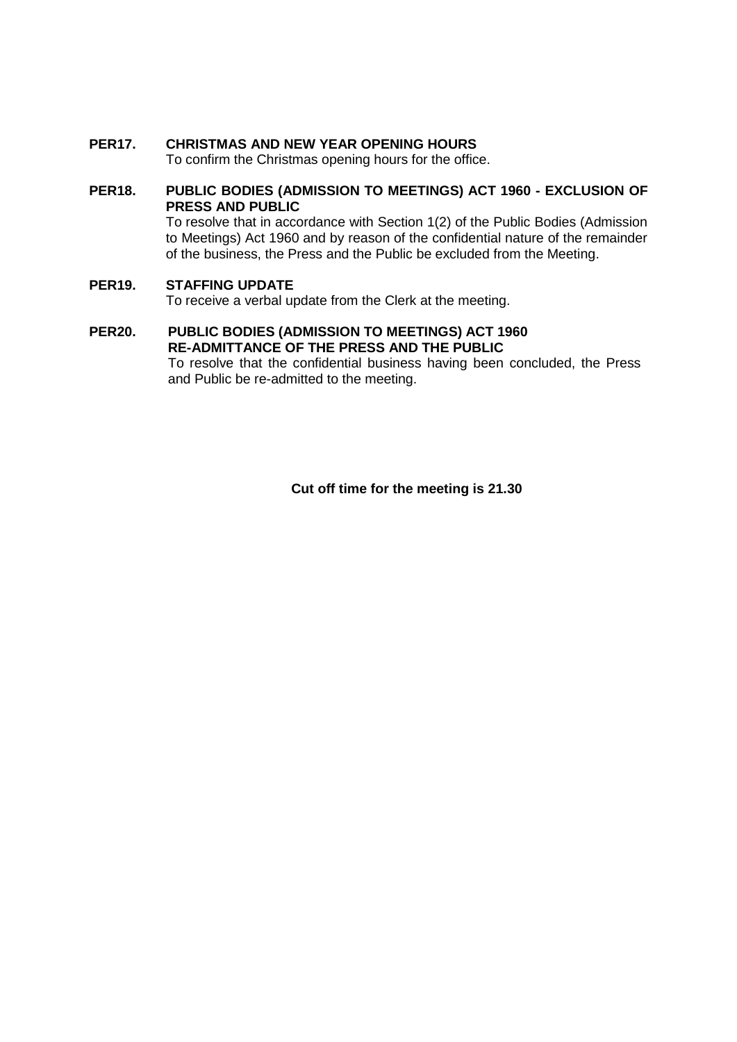**PER17. CHRISTMAS AND NEW YEAR OPENING HOURS**

To confirm the Christmas opening hours for the office.

**PER18. PUBLIC BODIES (ADMISSION TO MEETINGS) ACT 1960 - EXCLUSION OF PRESS AND PUBLIC**

To resolve that in accordance with Section 1(2) of the Public Bodies (Admission to Meetings) Act 1960 and by reason of the confidential nature of the remainder of the business, the Press and the Public be excluded from the Meeting.

**PER19. STAFFING UPDATE**

To receive a verbal update from the Clerk at the meeting.

**PER20. PUBLIC BODIES (ADMISSION TO MEETINGS) ACT 1960 RE-ADMITTANCE OF THE PRESS AND THE PUBLIC**

To resolve that the confidential business having been concluded, the Press and Public be re-admitted to the meeting.

**Cut off time for the meeting is 21.30**